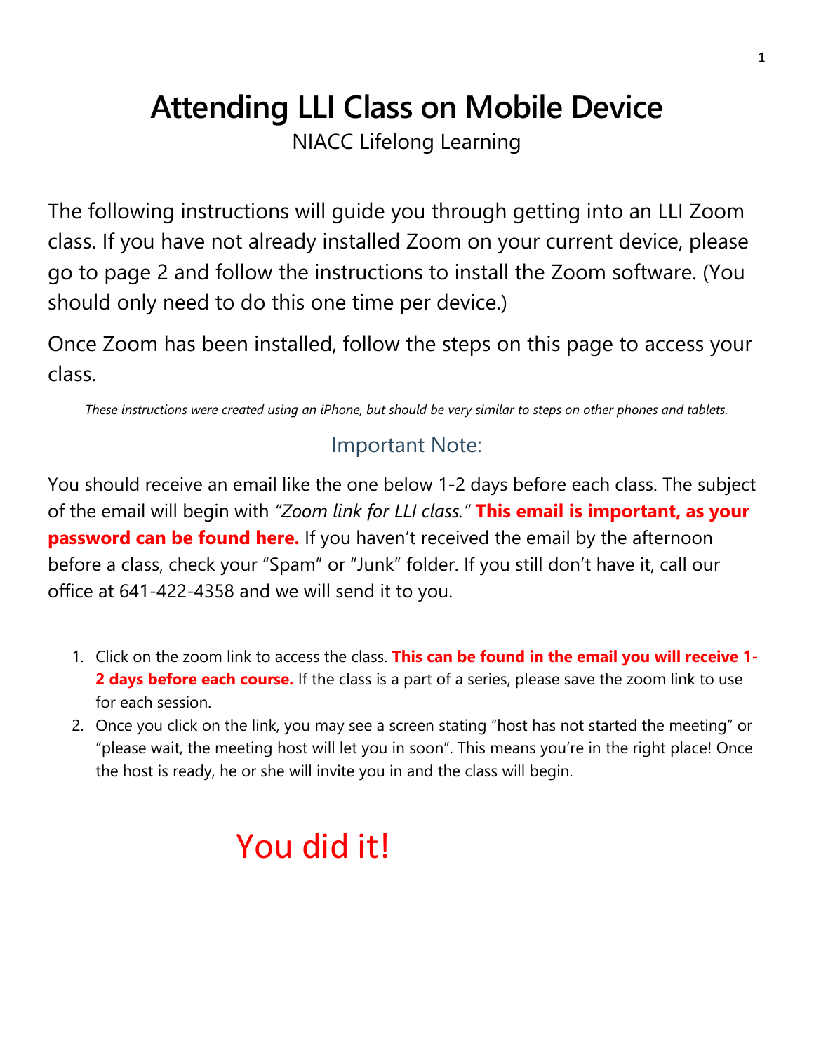# Attending LLI Class on Mobile Device

NIACC Lifelong Learning

The following instructions will guide you through getting into an LLI Zoom class. If you have not already installed Zoom on your current device, please go to page 2 and follow the instructions to install the Zoom software. (You should only need to do this one time per device.)

Once Zoom has been installed, follow the steps on this page to access your class.

*These instructions were created using an iPhone, but should be very similar to steps on other phones and tablets.*

## Important Note:

You should receive an email like the one below 1-2 days before each class. The subject of the email will begin with *"Zoom link for LLI class."* **This email is important, as your password can be found here.** If you haven't received the email by the afternoon before a class, check your "Spam" or "Junk" folder. If you still don't have it, call our office at 641-422-4358 and we will send it to you.

1. Click on the zoom link to access the class. **This can be found in the email you will receive 1-2 days before each course.** If the class is a part of a series, please save the zoom link to use for each session.
2. Once you click on the link, you may see a screen stating "host has not started the meeting" or "please wait, the meeting host will let you in soon". This means you're in the right place! Once the host is ready, he or she will invite you in and the class will begin.

You did it!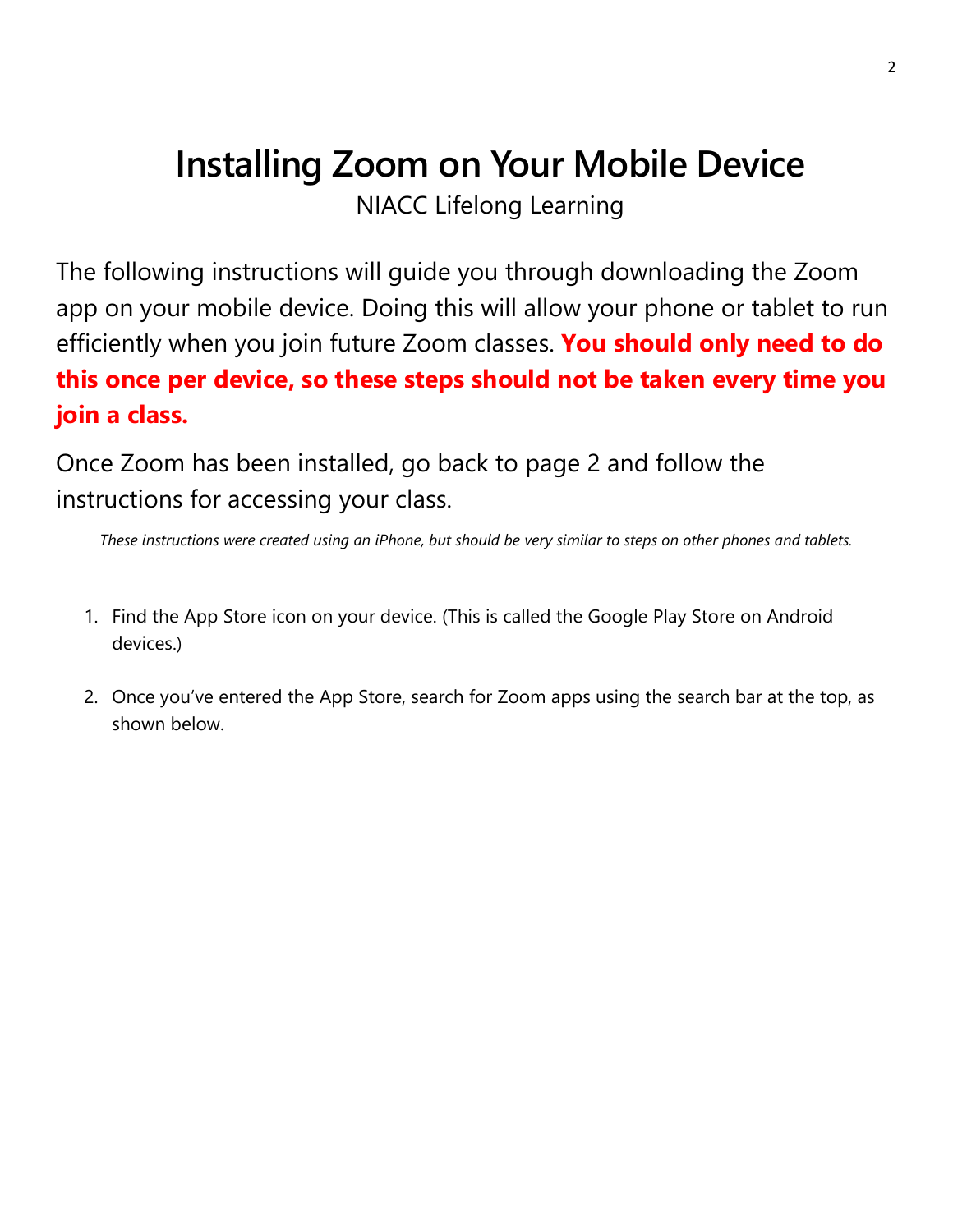# Installing Zoom on Your Mobile Device

NIACC Lifelong Learning

The following instructions will guide you through downloading the Zoom app on your mobile device. Doing this will allow your phone or tablet to run efficiently when you join future Zoom classes. **You should only need to do this once per device, so these steps should not be taken every time you join a class.**

Once Zoom has been installed, go back to page 2 and follow the instructions for accessing your class.

*These instructions were created using an iPhone, but should be very similar to steps on other phones and tablets.*

1. Find the App Store icon on your device. (This is called the Google Play Store on Android devices.)

2. Once you've entered the App Store, search for Zoom apps using the search bar at the top, as shown below.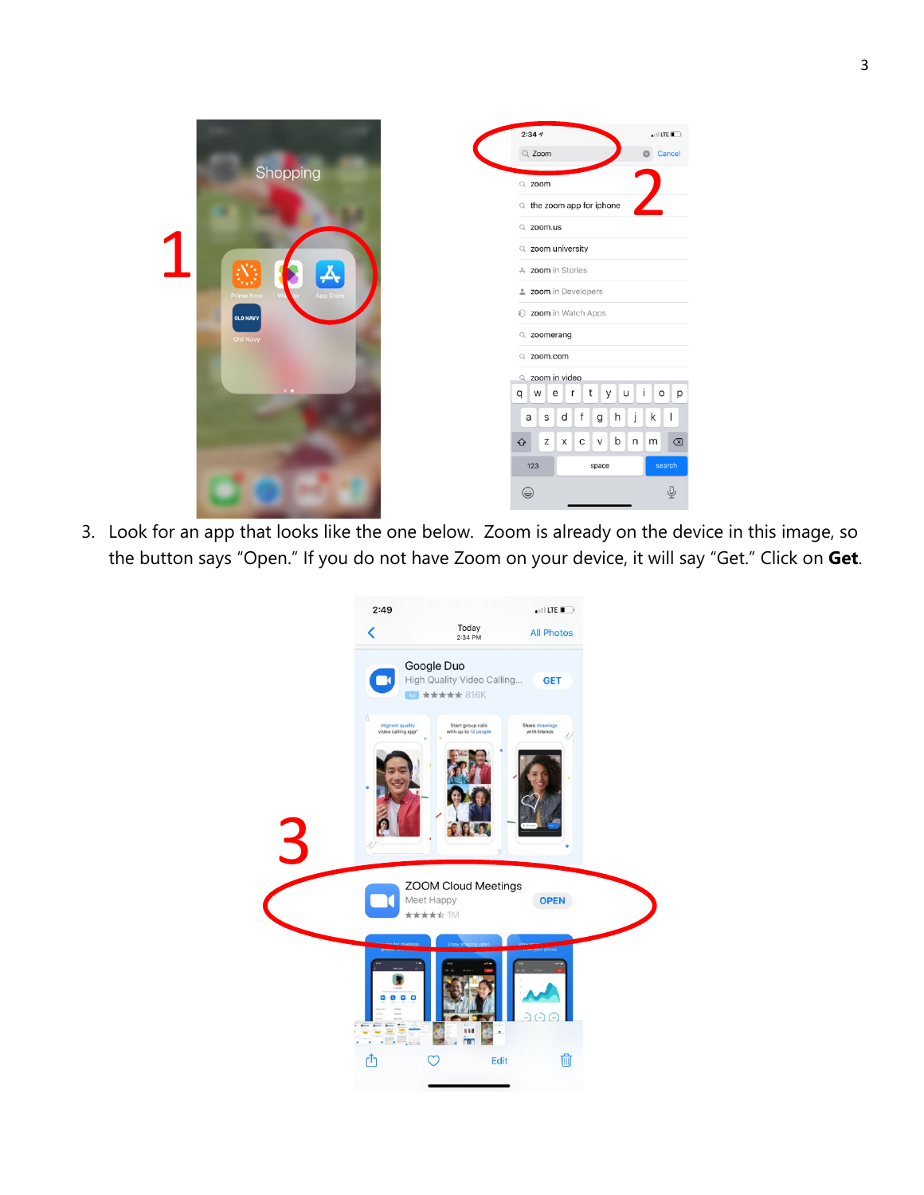3. Look for an app that looks like the one below. Zoom is already on the device in this image, so the button says "Open." If you do not have Zoom on your device, it will say "Get." Click on **Get**.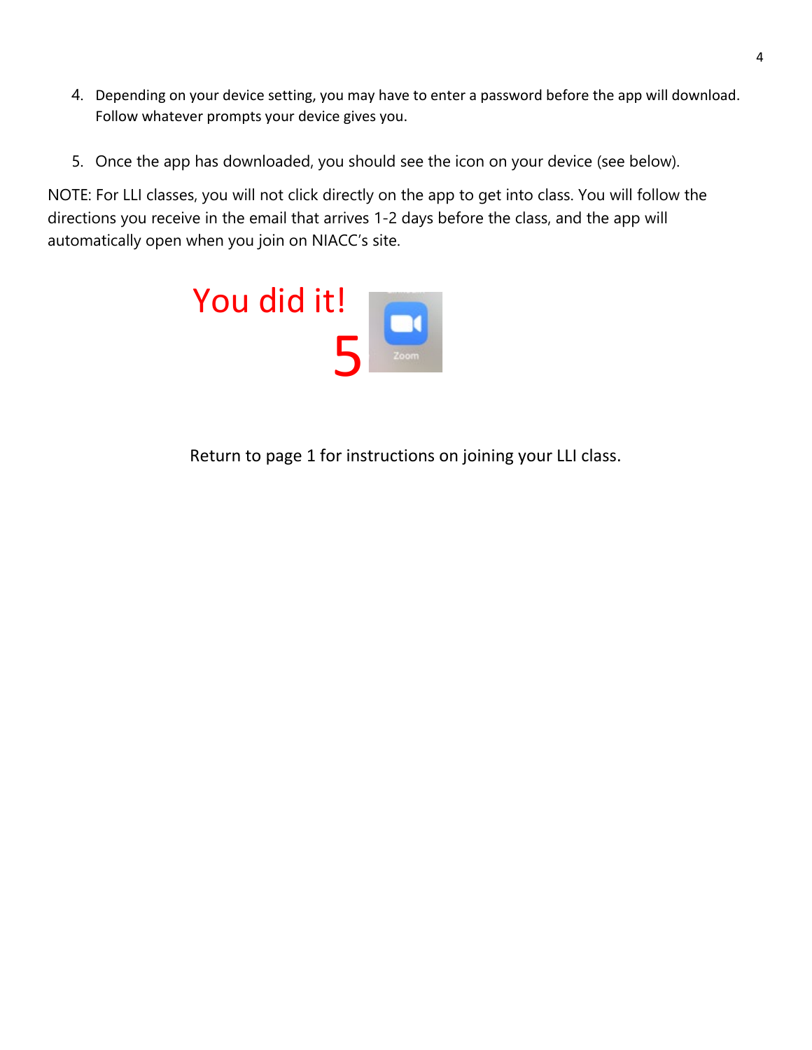4. Depending on your device setting, you may have to enter a password before the app will download. Follow whatever prompts your device gives you.

5. Once the app has downloaded, you should see the icon on your device (see below).

NOTE: For LLI classes, you will not click directly on the app to get into class. You will follow the directions you receive in the email that arrives 1-2 days before the class, and the app will automatically open when you join on NIACC's site.

You did it!

5

Return to page 1 for instructions on joining your LLI class.